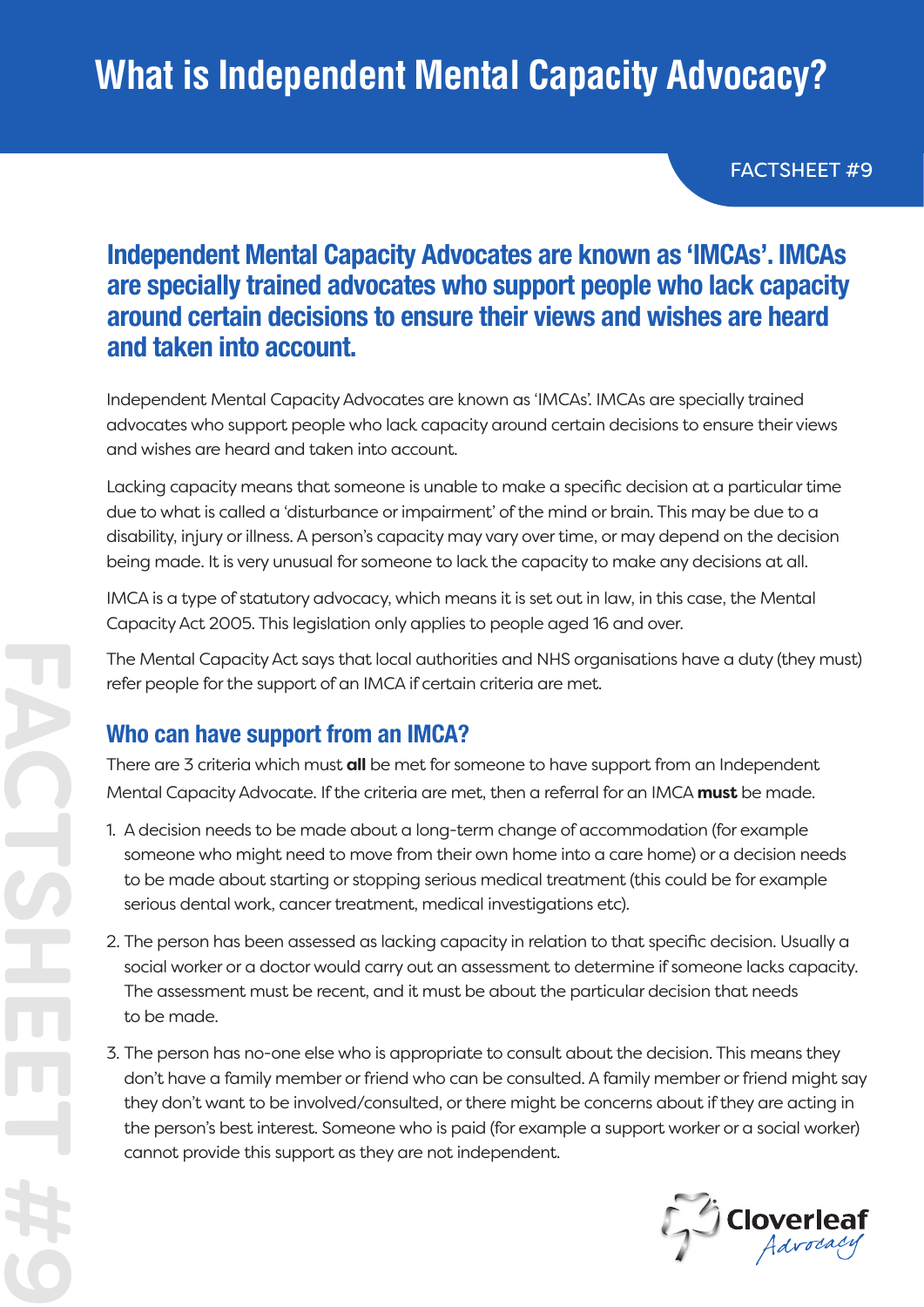# What is Independent Mental Capacity Advocacy?

FACTSHEET #9

## Independent Mental Capacity Advocates are known as 'IMCAs'. IMCAs are specially trained advocates who support people who lack capacity around certain decisions to ensure their views and wishes are heard and taken into account.

Independent Mental Capacity Advocates are known as 'IMCAs'. IMCAs are specially trained advocates who support people who lack capacity around certain decisions to ensure their views and wishes are heard and taken into account.

Lacking capacity means that someone is unable to make a specific decision at a particular time due to what is called a 'disturbance or impairment' of the mind or brain. This may be due to a disability, injury or illness. A person's capacity may vary over time, or may depend on the decision being made. It is very unusual for someone to lack the capacity to make any decisions at all.

IMCA is a type of statutory advocacy, which means it is set out in law, in this case, the Mental Capacity Act 2005. This legislation only applies to people aged 16 and over.

The Mental Capacity Act says that local authorities and NHS organisations have a duty (they must) refer people for the support of an IMCA if certain criteria are met.

## Who can have support from an IMCA?

There are 3 criteria which must **all** be met for someone to have support from an Independent Mental Capacity Advocate. If the criteria are met, then a referral for an IMCA **must** be made.

1. A decision needs to be made about a long-term change of accommodation (for example someone who might need to move from their own home into a care home) or a decision needs to be made about starting or stopping serious medical treatment (this could be for example serious dental work, cancer treatment, medical investigations etc).
2. The person has been assessed as lacking capacity in relation to that specific decision. Usually a social worker or a doctor would carry out an assessment to determine if someone lacks capacity. The assessment must be recent, and it must be about the particular decision that needs to be made.
3. The person has no-one else who is appropriate to consult about the decision. This means they don't have a family member or friend who can be consulted. A family member or friend might say they don't want to be involved/consulted, or there might be concerns about if they are acting in the person's best interest. Someone who is paid (for example a support worker or a social worker) cannot provide this support as they are not independent.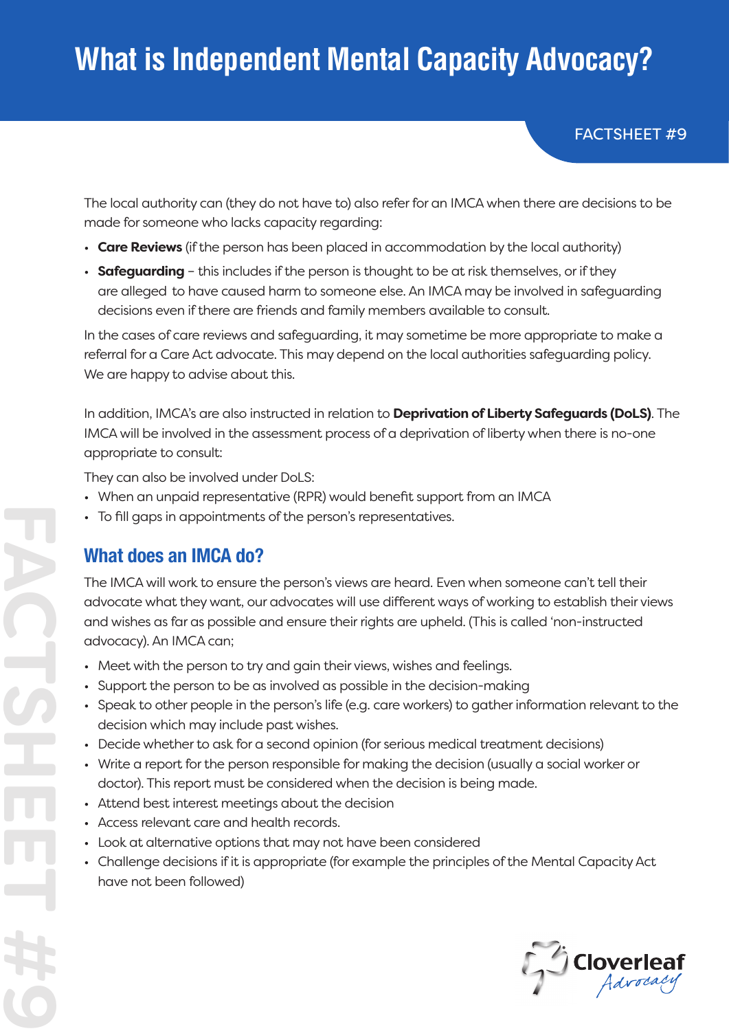The local authority can (they do not have to) also refer for an IMCA when there are decisions to be made for someone who lacks capacity regarding:

- **Care Reviews** (if the person has been placed in accommodation by the local authority)
- **Safeguarding** – this includes if the person is thought to be at risk themselves, or if they are alleged to have caused harm to someone else. An IMCA may be involved in safeguarding decisions even if there are friends and family members available to consult.

In the cases of care reviews and safeguarding, it may sometime be more appropriate to make a referral for a Care Act advocate. This may depend on the local authorities safeguarding policy. We are happy to advise about this.

In addition, IMCA's are also instructed in relation to **Deprivation of Liberty Safeguards (DoLS)**. The IMCA will be involved in the assessment process of a deprivation of liberty when there is no-one appropriate to consult:

They can also be involved under DoLS:

- When an unpaid representative (RPR) would benefit support from an IMCA
- To fill gaps in appointments of the person's representatives.

## What does an IMCA do?

The IMCA will work to ensure the person's views are heard. Even when someone can't tell their advocate what they want, our advocates will use different ways of working to establish their views and wishes as far as possible and ensure their rights are upheld. (This is called 'non-instructed advocacy). An IMCA can;

- Meet with the person to try and gain their views, wishes and feelings.
- Support the person to be as involved as possible in the decision-making
- Speak to other people in the person's life (e.g. care workers) to gather information relevant to the decision which may include past wishes.
- Decide whether to ask for a second opinion (for serious medical treatment decisions)
- Write a report for the person responsible for making the decision (usually a social worker or doctor). This report must be considered when the decision is being made.
- Attend best interest meetings about the decision
- Access relevant care and health records.
- Look at alternative options that may not have been considered
- Challenge decisions if it is appropriate (for example the principles of the Mental Capacity Act have not been followed)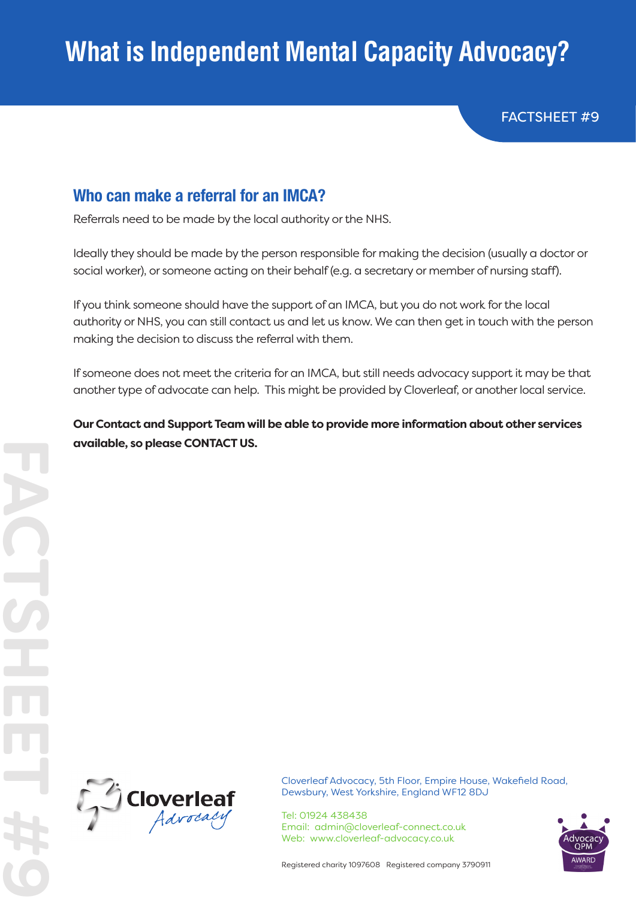# What is Independent Mental Capacity Advocacy?

FACTSHEET #9

## Who can make a referral for an IMCA?

Referrals need to be made by the local authority or the NHS.

Ideally they should be made by the person responsible for making the decision (usually a doctor or social worker), or someone acting on their behalf (e.g. a secretary or member of nursing staff).

If you think someone should have the support of an IMCA, but you do not work for the local authority or NHS, you can still contact us and let us know. We can then get in touch with the person making the decision to discuss the referral with them.

If someone does not meet the criteria for an IMCA, but still needs advocacy support it may be that another type of advocate can help. This might be provided by Cloverleaf, or another local service.

**Our Contact and Support Team will be able to provide more information about other services available, so please CONTACT US.**

Cloverleaf Advocacy, 5th Floor, Empire House, Wakefield Road, Dewsbury, West Yorkshire, England WF12 8DJ

Tel: 01924 438438
Email: admin@cloverleaf-connect.co.uk
Web: www.cloverleaf-advocacy.co.uk

Registered charity 1097608 Registered company 3790911